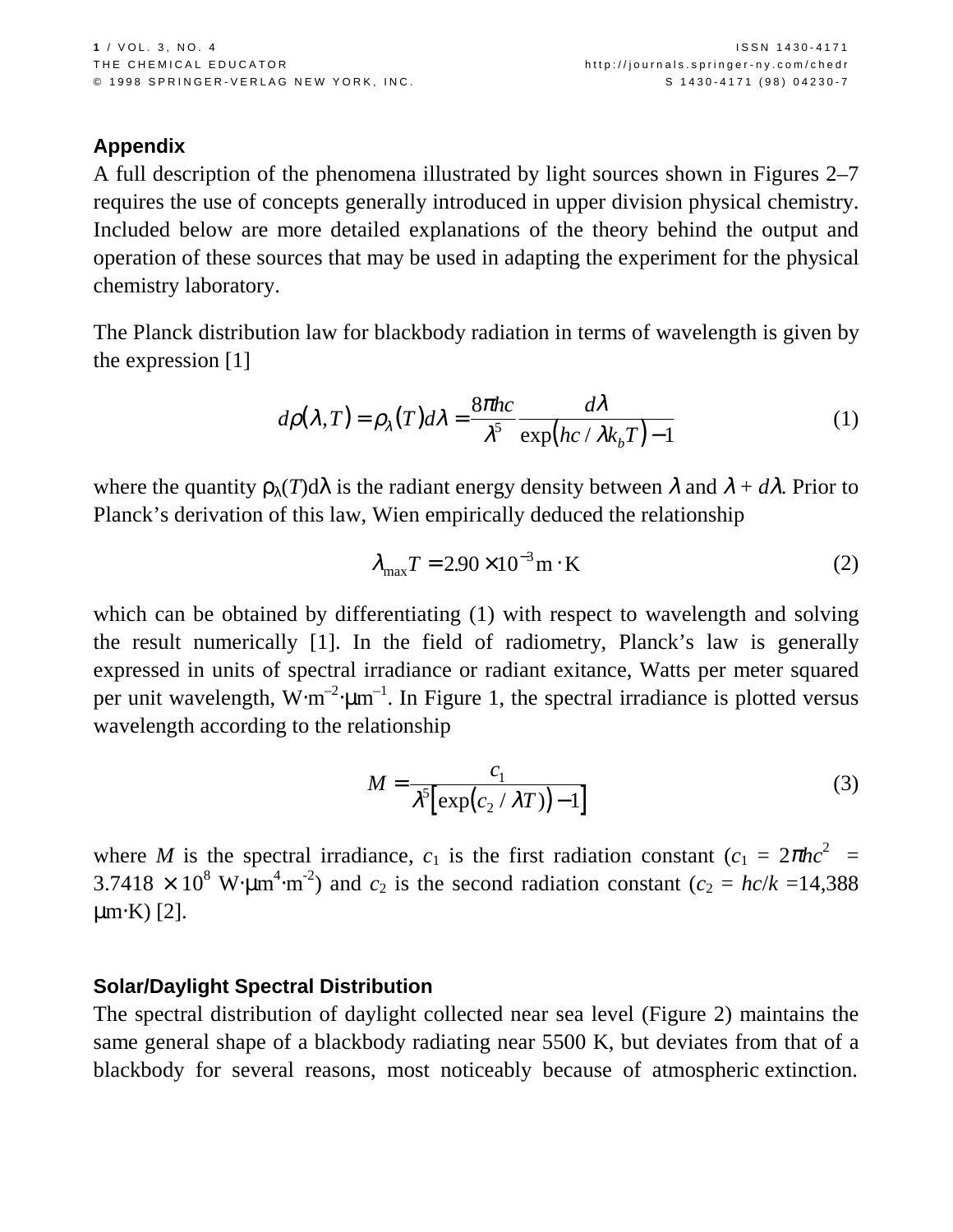## Appendix

A full description of the phenomena illustrated by light sources shown in Figures 2–7 requires the use of concepts generally introduced in upper division physical chemistry. Included below are more detailed explanations of the theory behind the output and operation of these sources that may be used in adapting the experiment for the physical chemistry laboratory.

The Planck distribution law for blackbody radiation in terms of wavelength is given by the expression [1]

$$d\rho(\lambda,T) = \rho_\lambda(T)d\lambda = \frac{8\pi hc}{\lambda^5}\frac{d\lambda}{\exp(hc/\lambda k_b T)-1} \tag{1}$$

where the quantity $\rho_\lambda(T)d\lambda$ is the radiant energy density between $\lambda$ and $\lambda + d\lambda$. Prior to Planck's derivation of this law, Wien empirically deduced the relationship

$$\lambda_{max}T = 2.90\times10^{-3}\,\mathrm{m\cdot K} \tag{2}$$

which can be obtained by differentiating (1) with respect to wavelength and solving the result numerically [1]. In the field of radiometry, Planck's law is generally expressed in units of spectral irradiance or radiant exitance, Watts per meter squared per unit wavelength, $\mathrm{W\cdot m^{-2}\cdot \mu m^{-1}}$. In Figure 1, the spectral irradiance is plotted versus wavelength according to the relationship

$$M = \frac{c_1}{\lambda^5\left[\exp(c_2/\lambda T)-1\right]} \tag{3}$$

where $M$ is the spectral irradiance, $c_1$ is the first radiation constant ($c_1 = 2\pi hc^2 = 3.7418\times10^8\ \mathrm{W\cdot\mu m^4\cdot m^{-2}}$) and $c_2$ is the second radiation constant ($c_2 = hc/k = 14{,}388\ \mathrm{\mu m\cdot K}$) [2].

### Solar/Daylight Spectral Distribution

The spectral distribution of daylight collected near sea level (Figure 2) maintains the same general shape of a blackbody radiating near 5500 K, but deviates from that of a blackbody for several reasons, most noticeably because of atmospheric extinction.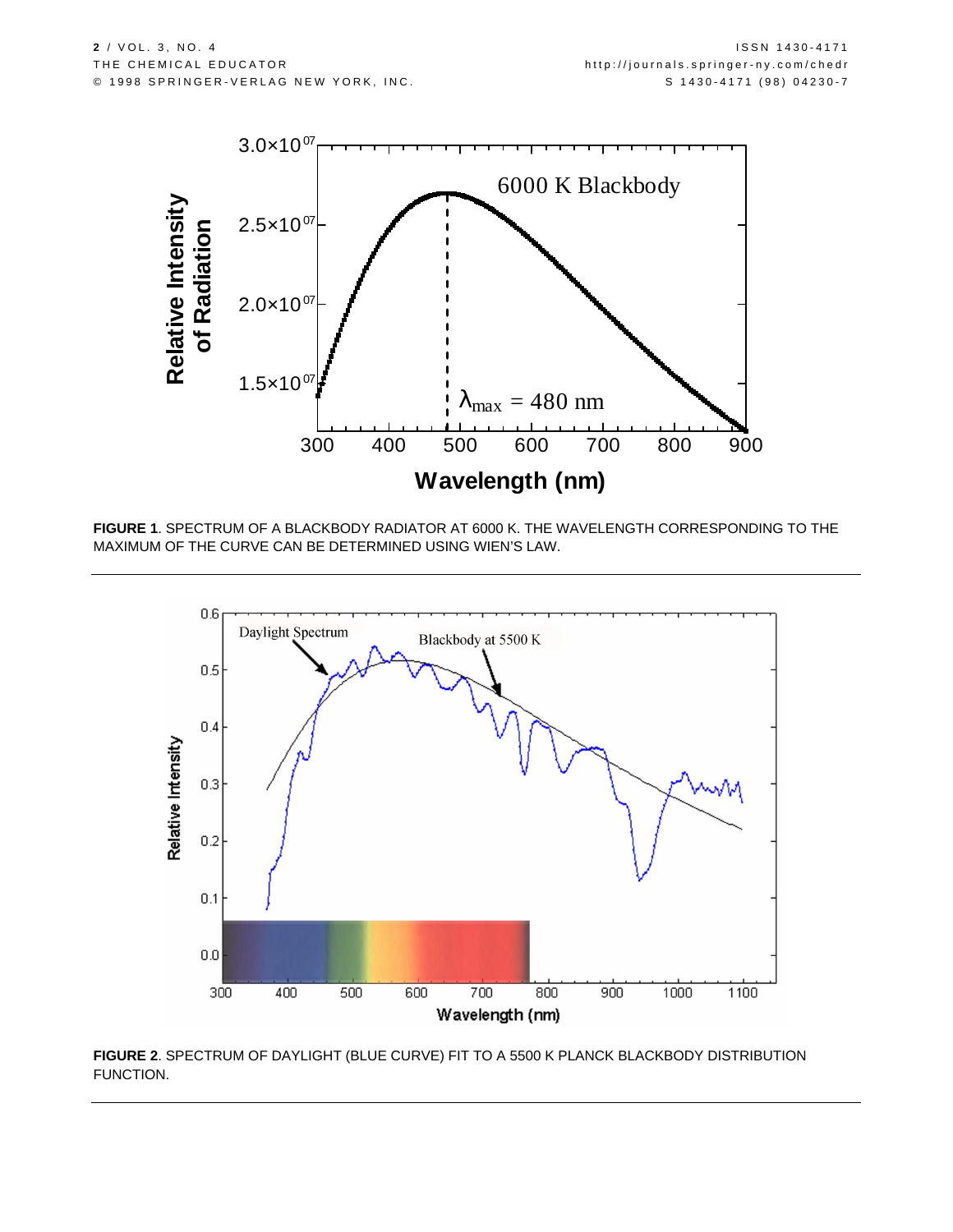**FIGURE 1**. SPECTRUM OF A BLACKBODY RADIATOR AT 6000 K. THE WAVELENGTH CORRESPONDING TO THE MAXIMUM OF THE CURVE CAN BE DETERMINED USING WIEN'S LAW.

**FIGURE 2**. SPECTRUM OF DAYLIGHT (BLUE CURVE) FIT TO A 5500 K PLANCK BLACKBODY DISTRIBUTION FUNCTION.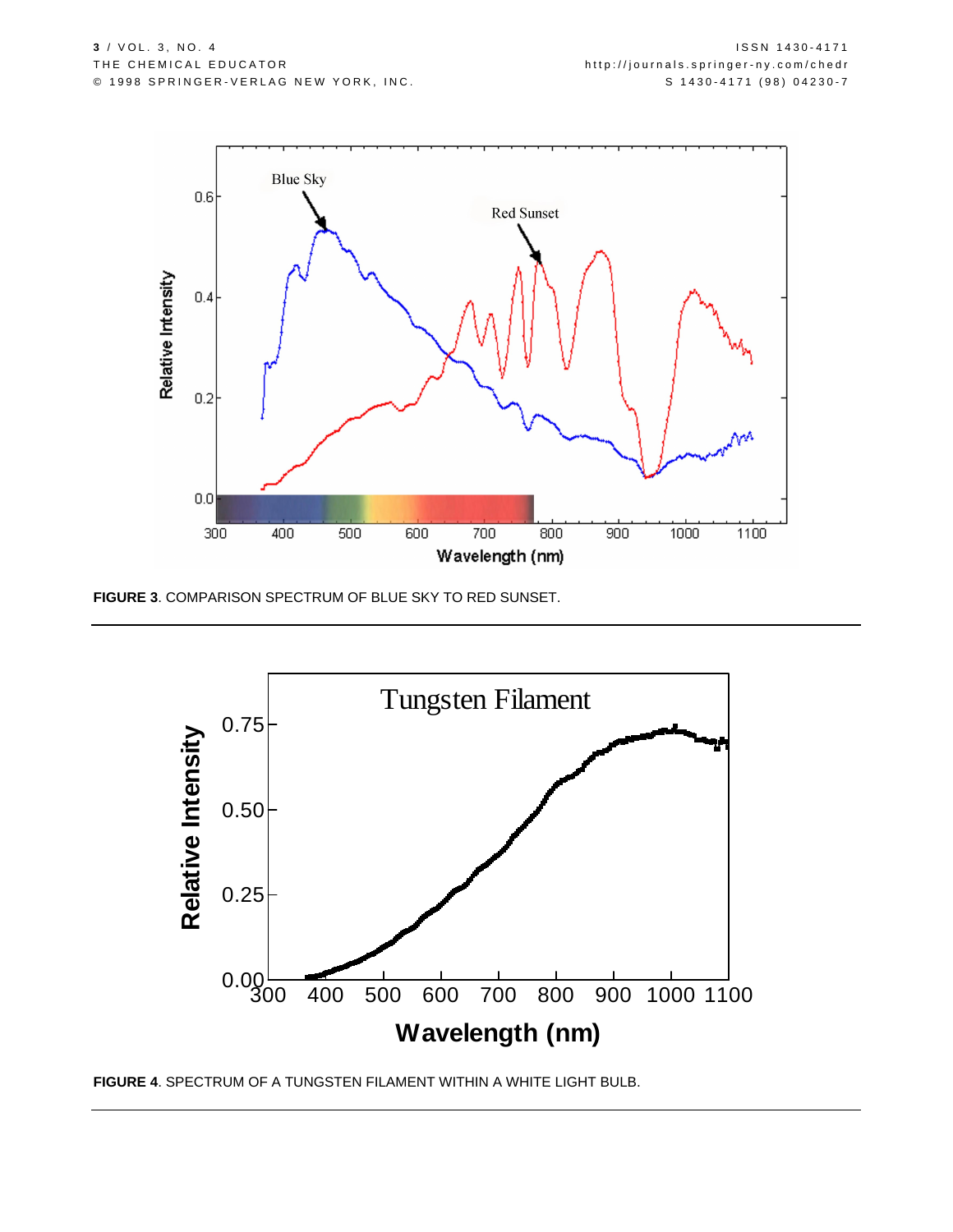**FIGURE 3**. COMPARISON SPECTRUM OF BLUE SKY TO RED SUNSET.

**FIGURE 4**. SPECTRUM OF A TUNGSTEN FILAMENT WITHIN A WHITE LIGHT BULB.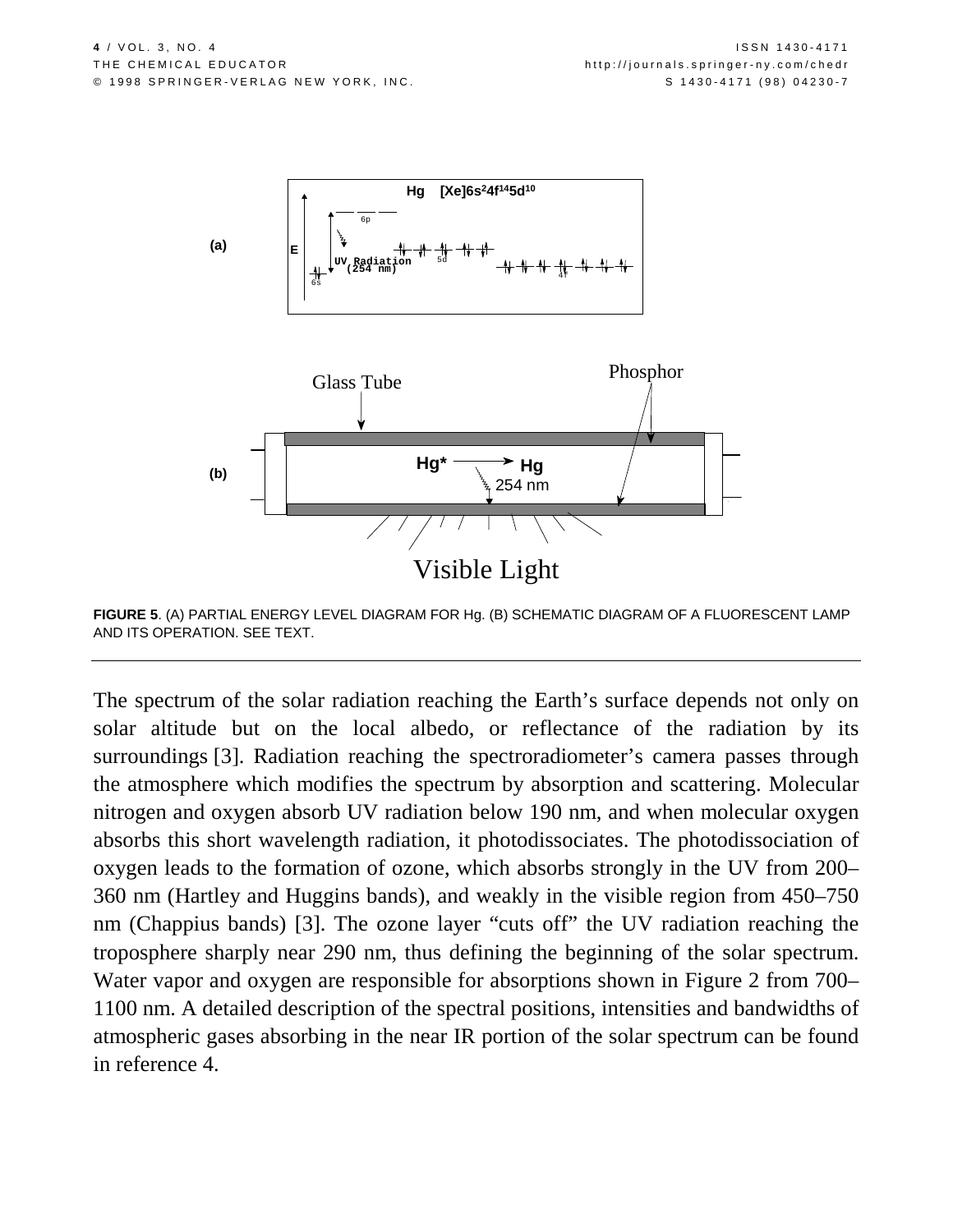FIGURE 5. (A) PARTIAL ENERGY LEVEL DIAGRAM FOR Hg. (B) SCHEMATIC DIAGRAM OF A FLUORESCENT LAMP AND ITS OPERATION. SEE TEXT.

The spectrum of the solar radiation reaching the Earth's surface depends not only on solar altitude but on the local albedo, or reflectance of the radiation by its surroundings [3]. Radiation reaching the spectroradiometer's camera passes through the atmosphere which modifies the spectrum by absorption and scattering. Molecular nitrogen and oxygen absorb UV radiation below 190 nm, and when molecular oxygen absorbs this short wavelength radiation, it photodissociates. The photodissociation of oxygen leads to the formation of ozone, which absorbs strongly in the UV from 200–360 nm (Hartley and Huggins bands), and weakly in the visible region from 450–750 nm (Chappius bands) [3]. The ozone layer "cuts off" the UV radiation reaching the troposphere sharply near 290 nm, thus defining the beginning of the solar spectrum. Water vapor and oxygen are responsible for absorptions shown in Figure 2 from 700–1100 nm. A detailed description of the spectral positions, intensities and bandwidths of atmospheric gases absorbing in the near IR portion of the solar spectrum can be found in reference 4.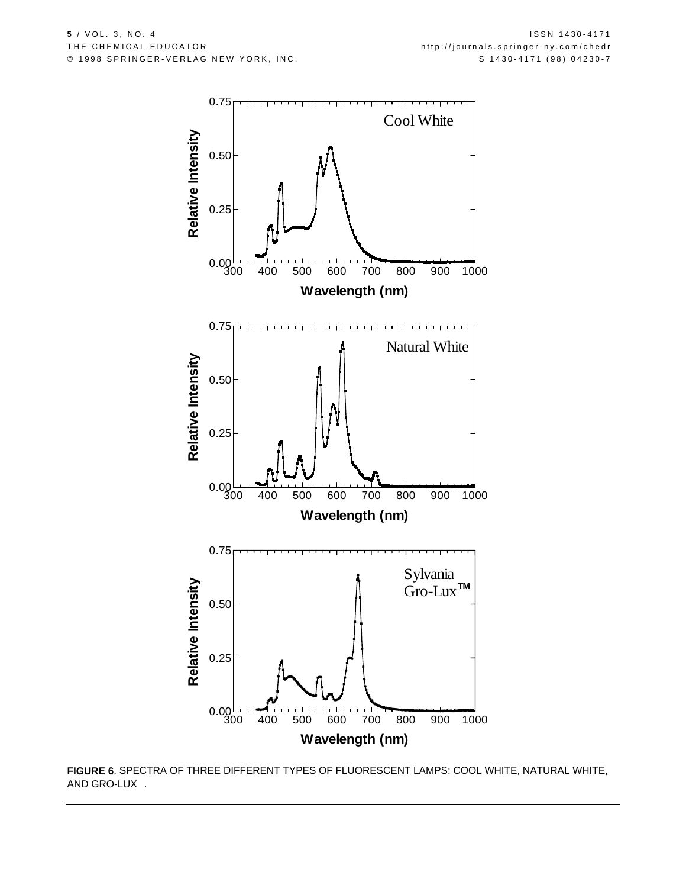FIGURE 6. SPECTRA OF THREE DIFFERENT TYPES OF FLUORESCENT LAMPS: COOL WHITE, NATURAL WHITE, AND GRO-LUX .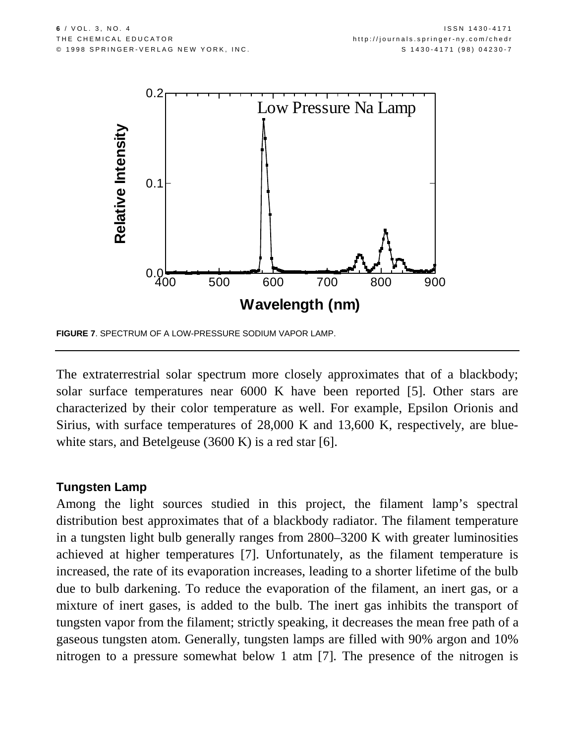FIGURE 7. SPECTRUM OF A LOW-PRESSURE SODIUM VAPOR LAMP.

The extraterrestrial solar spectrum more closely approximates that of a blackbody; solar surface temperatures near 6000 K have been reported [5]. Other stars are characterized by their color temperature as well. For example, Epsilon Orionis and Sirius, with surface temperatures of 28,000 K and 13,600 K, respectively, are blue-white stars, and Betelgeuse (3600 K) is a red star [6].

### Tungsten Lamp

Among the light sources studied in this project, the filament lamp's spectral distribution best approximates that of a blackbody radiator. The filament temperature in a tungsten light bulb generally ranges from 2800–3200 K with greater luminosities achieved at higher temperatures [7]. Unfortunately, as the filament temperature is increased, the rate of its evaporation increases, leading to a shorter lifetime of the bulb due to bulb darkening. To reduce the evaporation of the filament, an inert gas, or a mixture of inert gases, is added to the bulb. The inert gas inhibits the transport of tungsten vapor from the filament; strictly speaking, it decreases the mean free path of a gaseous tungsten atom. Generally, tungsten lamps are filled with 90% argon and 10% nitrogen to a pressure somewhat below 1 atm [7]. The presence of the nitrogen is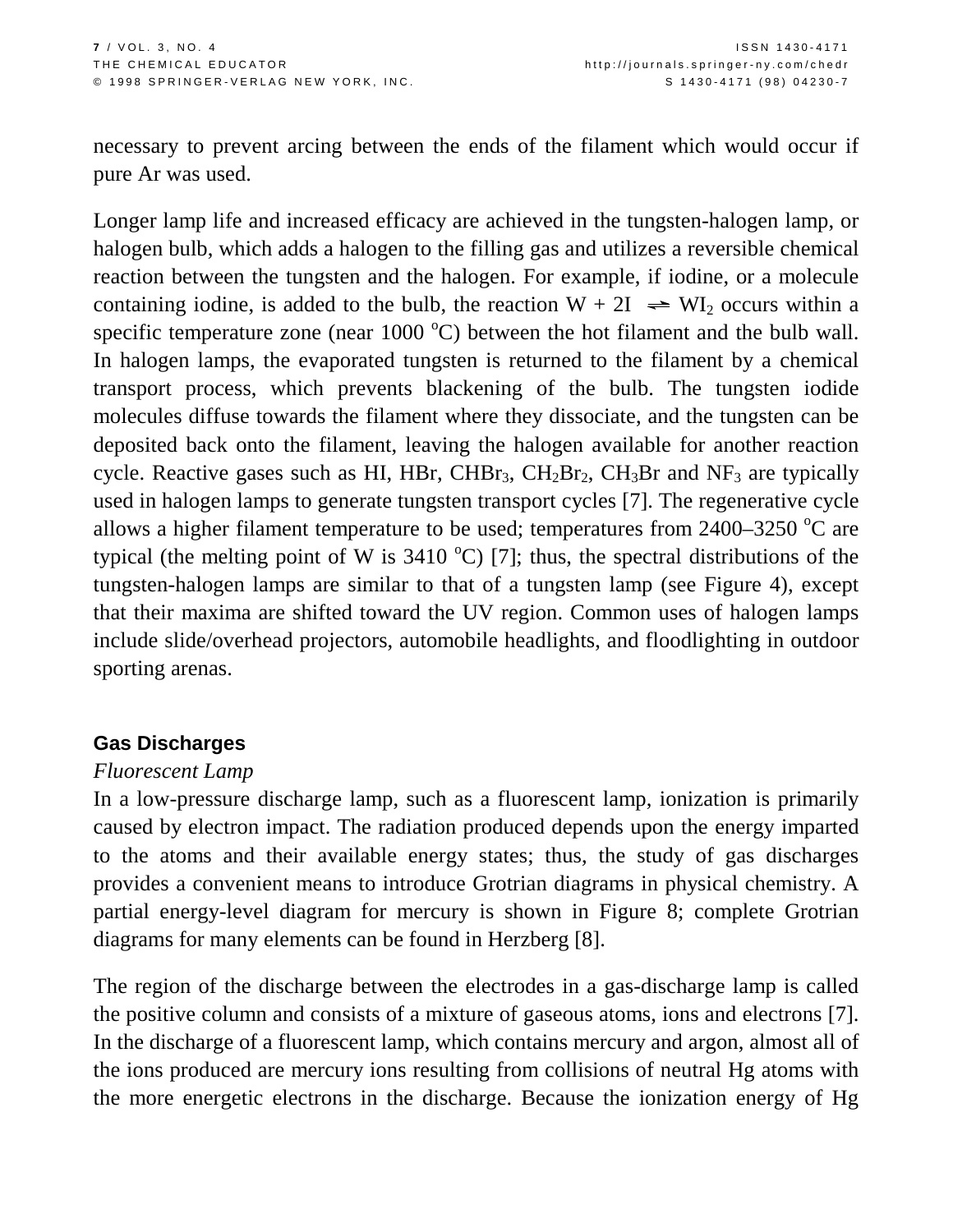necessary to prevent arcing between the ends of the filament which would occur if pure Ar was used.

Longer lamp life and increased efficacy are achieved in the tungsten-halogen lamp, or halogen bulb, which adds a halogen to the filling gas and utilizes a reversible chemical reaction between the tungsten and the halogen. For example, if iodine, or a molecule containing iodine, is added to the bulb, the reaction $W + 2I \rightleftharpoons WI_2$ occurs within a specific temperature zone (near 1000 $^oC$) between the hot filament and the bulb wall. In halogen lamps, the evaporated tungsten is returned to the filament by a chemical transport process, which prevents blackening of the bulb. The tungsten iodide molecules diffuse towards the filament where they dissociate, and the tungsten can be deposited back onto the filament, leaving the halogen available for another reaction cycle. Reactive gases such as HI, HBr, $CHBr_3$, $CH_2Br_2$, $CH_3Br$ and $NF_3$ are typically used in halogen lamps to generate tungsten transport cycles [7]. The regenerative cycle allows a higher filament temperature to be used; temperatures from 2400–3250 $^oC$ are typical (the melting point of W is 3410 $^oC$) [7]; thus, the spectral distributions of the tungsten-halogen lamps are similar to that of a tungsten lamp (see Figure 4), except that their maxima are shifted toward the UV region. Common uses of halogen lamps include slide/overhead projectors, automobile headlights, and floodlighting in outdoor sporting arenas.

## Gas Discharges

### *Fluorescent Lamp*

In a low-pressure discharge lamp, such as a fluorescent lamp, ionization is primarily caused by electron impact. The radiation produced depends upon the energy imparted to the atoms and their available energy states; thus, the study of gas discharges provides a convenient means to introduce Grotrian diagrams in physical chemistry. A partial energy-level diagram for mercury is shown in Figure 8; complete Grotrian diagrams for many elements can be found in Herzberg [8].

The region of the discharge between the electrodes in a gas-discharge lamp is called the positive column and consists of a mixture of gaseous atoms, ions and electrons [7]. In the discharge of a fluorescent lamp, which contains mercury and argon, almost all of the ions produced are mercury ions resulting from collisions of neutral Hg atoms with the more energetic electrons in the discharge. Because the ionization energy of Hg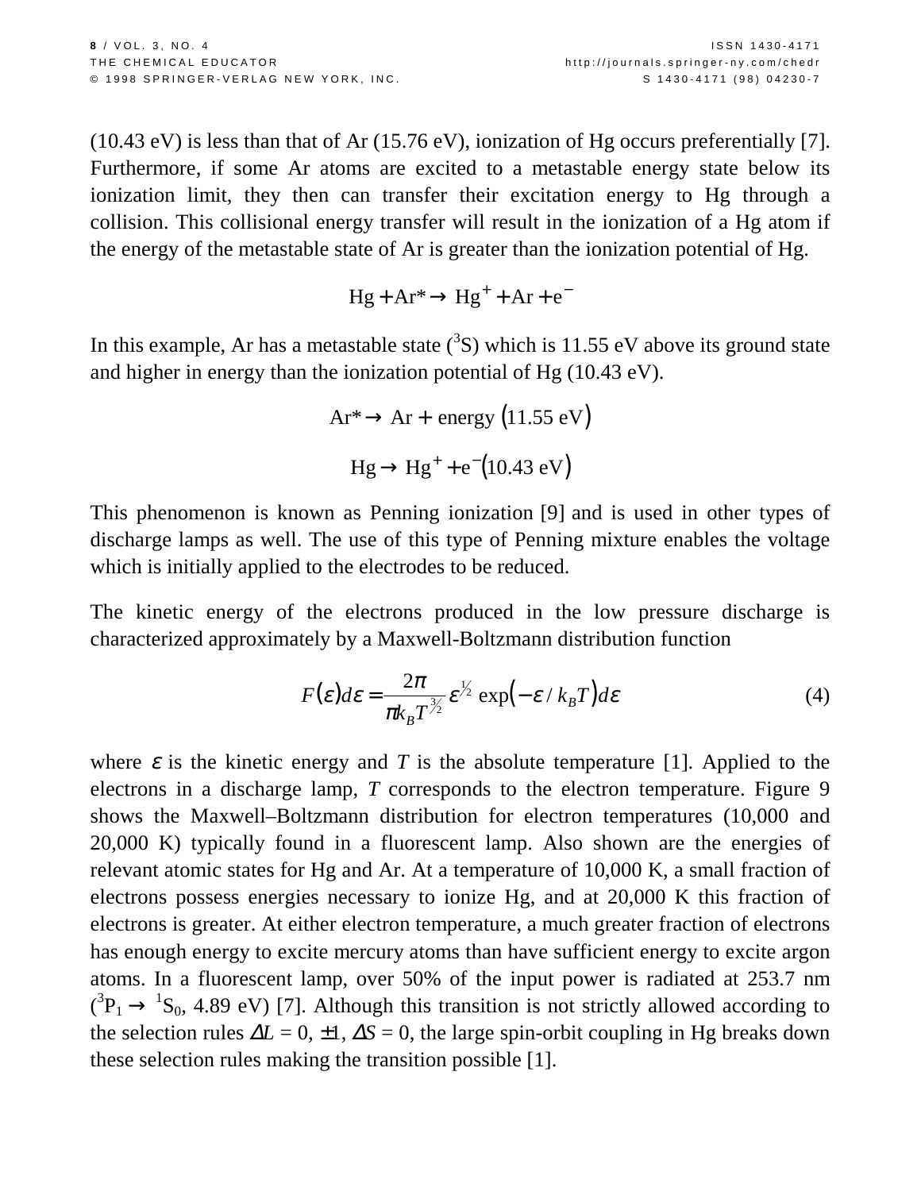(10.43 eV) is less than that of Ar (15.76 eV), ionization of Hg occurs preferentially [7]. Furthermore, if some Ar atoms are excited to a metastable energy state below its ionization limit, they then can transfer their excitation energy to Hg through a collision. This collisional energy transfer will result in the ionization of a Hg atom if the energy of the metastable state of Ar is greater than the ionization potential of Hg.

$$\mathrm{Hg} + \mathrm{Ar}^* \rightarrow \mathrm{Hg}^+ + \mathrm{Ar} + \mathrm{e}^-$$

In this example, Ar has a metastable state ($^3$S) which is 11.55 eV above its ground state and higher in energy than the ionization potential of Hg (10.43 eV).

$$\mathrm{Ar}^* \rightarrow \mathrm{Ar} + \text{energy}\ (11.55\ \mathrm{eV})$$

$$\mathrm{Hg} \rightarrow \mathrm{Hg}^+ + \mathrm{e}^-(10.43\ \mathrm{eV})$$

This phenomenon is known as Penning ionization [9] and is used in other types of discharge lamps as well. The use of this type of Penning mixture enables the voltage which is initially applied to the electrodes to be reduced.

The kinetic energy of the electrons produced in the low pressure discharge is characterized approximately by a Maxwell-Boltzmann distribution function

$$F(\varepsilon)d\varepsilon = \frac{2\pi}{\pi k_B T^{3/2}} \varepsilon^{1/2} \exp(-\varepsilon / k_B T) d\varepsilon \tag{4}$$

where $\varepsilon$ is the kinetic energy and $T$ is the absolute temperature [1]. Applied to the electrons in a discharge lamp, $T$ corresponds to the electron temperature. Figure 9 shows the Maxwell–Boltzmann distribution for electron temperatures (10,000 and 20,000 K) typically found in a fluorescent lamp. Also shown are the energies of relevant atomic states for Hg and Ar. At a temperature of 10,000 K, a small fraction of electrons possess energies necessary to ionize Hg, and at 20,000 K this fraction of electrons is greater. At either electron temperature, a much greater fraction of electrons has enough energy to excite mercury atoms than have sufficient energy to excite argon atoms. In a fluorescent lamp, over 50% of the input power is radiated at 253.7 nm ($^3P_1 \rightarrow {}^1S_0$, 4.89 eV) [7]. Although this transition is not strictly allowed according to the selection rules $\Delta L = 0, \pm 1$, $\Delta S = 0$, the large spin-orbit coupling in Hg breaks down these selection rules making the transition possible [1].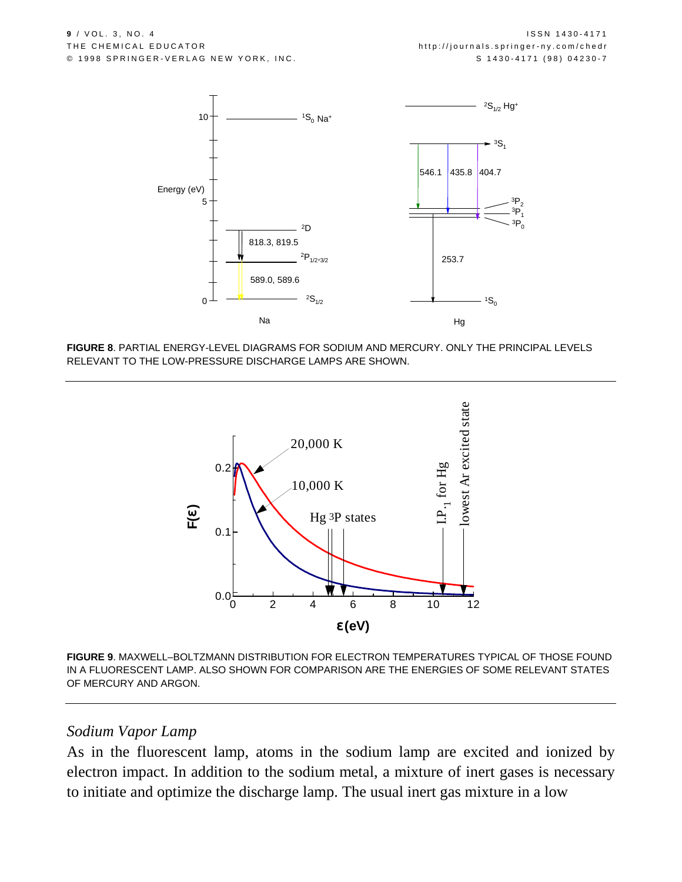**FIGURE 8**. PARTIAL ENERGY-LEVEL DIAGRAMS FOR SODIUM AND MERCURY. ONLY THE PRINCIPAL LEVELS RELEVANT TO THE LOW-PRESSURE DISCHARGE LAMPS ARE SHOWN.

**FIGURE 9**. MAXWELL–BOLTZMANN DISTRIBUTION FOR ELECTRON TEMPERATURES TYPICAL OF THOSE FOUND IN A FLUORESCENT LAMP. ALSO SHOWN FOR COMPARISON ARE THE ENERGIES OF SOME RELEVANT STATES OF MERCURY AND ARGON.

### *Sodium Vapor Lamp*

As in the fluorescent lamp, atoms in the sodium lamp are excited and ionized by electron impact. In addition to the sodium metal, a mixture of inert gases is necessary to initiate and optimize the discharge lamp. The usual inert gas mixture in a low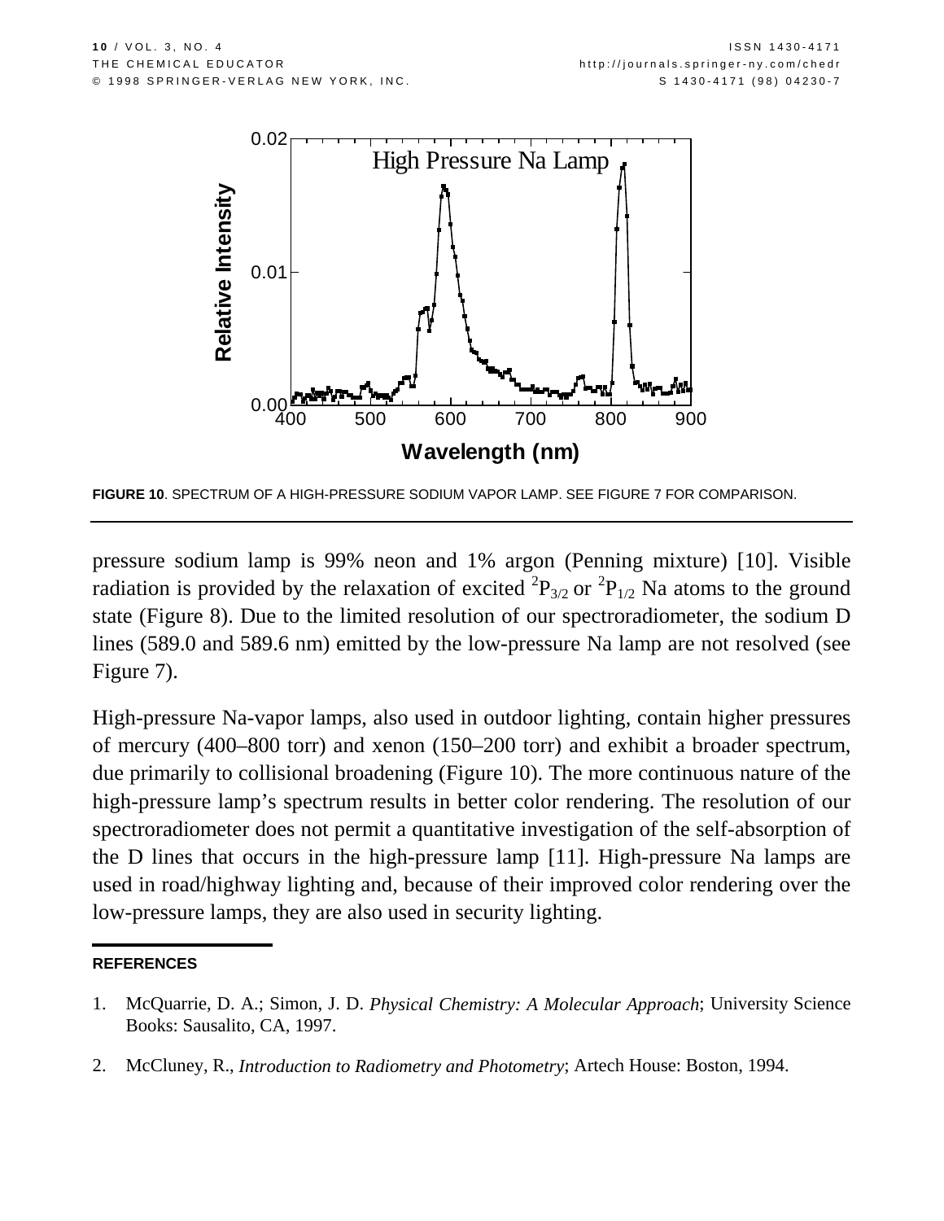**FIGURE 10**. SPECTRUM OF A HIGH-PRESSURE SODIUM VAPOR LAMP. SEE FIGURE 7 FOR COMPARISON.

pressure sodium lamp is 99% neon and 1% argon (Penning mixture) [10]. Visible radiation is provided by the relaxation of excited $^2P_{3/2}$ or $^2P_{1/2}$ Na atoms to the ground state (Figure 8). Due to the limited resolution of our spectroradiometer, the sodium D lines (589.0 and 589.6 nm) emitted by the low-pressure Na lamp are not resolved (see Figure 7).

High-pressure Na-vapor lamps, also used in outdoor lighting, contain higher pressures of mercury (400–800 torr) and xenon (150–200 torr) and exhibit a broader spectrum, due primarily to collisional broadening (Figure 10). The more continuous nature of the high-pressure lamp's spectrum results in better color rendering. The resolution of our spectroradiometer does not permit a quantitative investigation of the self-absorption of the D lines that occurs in the high-pressure lamp [11]. High-pressure Na lamps are used in road/highway lighting and, because of their improved color rendering over the low-pressure lamps, they are also used in security lighting.

## REFERENCES

1. McQuarrie, D. A.; Simon, J. D. *Physical Chemistry: A Molecular Approach*; University Science Books: Sausalito, CA, 1997.
2. McCluney, R., *Introduction to Radiometry and Photometry*; Artech House: Boston, 1994.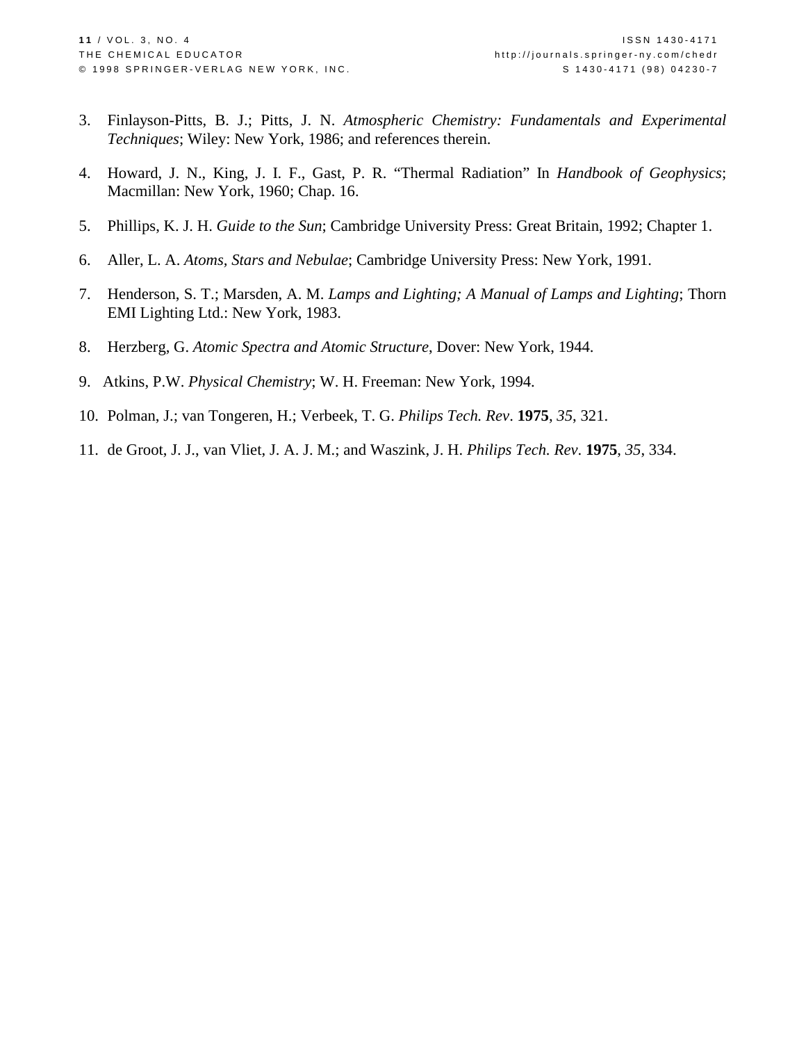3. Finlayson-Pitts, B. J.; Pitts, J. N. *Atmospheric Chemistry: Fundamentals and Experimental Techniques*; Wiley: New York, 1986; and references therein.

4. Howard, J. N., King, J. I. F., Gast, P. R. “Thermal Radiation” In *Handbook of Geophysics*; Macmillan: New York, 1960; Chap. 16.

5. Phillips, K. J. H. *Guide to the Sun*; Cambridge University Press: Great Britain, 1992; Chapter 1.

6. Aller, L. A. *Atoms, Stars and Nebulae*; Cambridge University Press: New York, 1991.

7. Henderson, S. T.; Marsden, A. M. *Lamps and Lighting; A Manual of Lamps and Lighting*; Thorn EMI Lighting Ltd.: New York, 1983.

8. Herzberg, G. *Atomic Spectra and Atomic Structure*, Dover: New York, 1944.

9. Atkins, P.W. *Physical Chemistry*; W. H. Freeman: New York, 1994.

10. Polman, J.; van Tongeren, H.; Verbeek, T. G. *Philips Tech. Rev*. **1975**, *35*, 321.

11. de Groot, J. J., van Vliet, J. A. J. M.; and Waszink, J. H. *Philips Tech. Rev*. **1975**, *35*, 334.